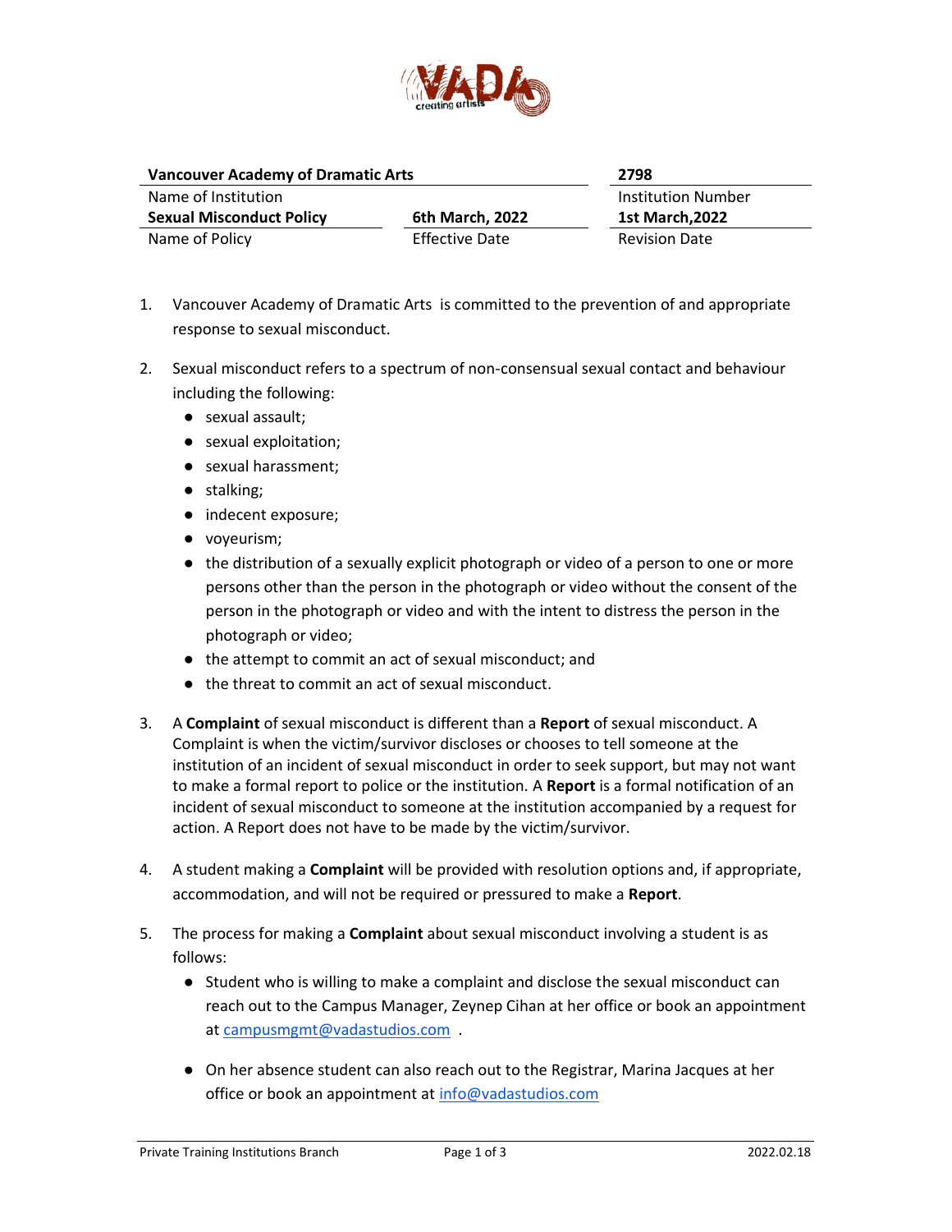| Vancouver Academy of Dramatic Arts | | 2798 |
| --- | --- | --- |
| Name of Institution | | Institution Number |
| **Sexual Misconduct Policy** | **6th March, 2022** | **1st March,2022** |
| Name of Policy | Effective Date | Revision Date |

1. Vancouver Academy of Dramatic Arts is committed to the prevention of and appropriate response to sexual misconduct.

2. Sexual misconduct refers to a spectrum of non-consensual sexual contact and behaviour including the following:
   - sexual assault;
   - sexual exploitation;
   - sexual harassment;
   - stalking;
   - indecent exposure;
   - voyeurism;
   - the distribution of a sexually explicit photograph or video of a person to one or more persons other than the person in the photograph or video without the consent of the person in the photograph or video and with the intent to distress the person in the photograph or video;
   - the attempt to commit an act of sexual misconduct; and
   - the threat to commit an act of sexual misconduct.

3. A **Complaint** of sexual misconduct is different than a **Report** of sexual misconduct. A Complaint is when the victim/survivor discloses or chooses to tell someone at the institution of an incident of sexual misconduct in order to seek support, but may not want to make a formal report to police or the institution. A **Report** is a formal notification of an incident of sexual misconduct to someone at the institution accompanied by a request for action. A Report does not have to be made by the victim/survivor.

4. A student making a **Complaint** will be provided with resolution options and, if appropriate, accommodation, and will not be required or pressured to make a **Report**.

5. The process for making a **Complaint** about sexual misconduct involving a student is as follows:
   - Student who is willing to make a complaint and disclose the sexual misconduct can reach out to the Campus Manager, Zeynep Cihan at her office or book an appointment at campusmgmt@vadastudios.com .
   - On her absence student can also reach out to the Registrar, Marina Jacques at her office or book an appointment at info@vadastudios.com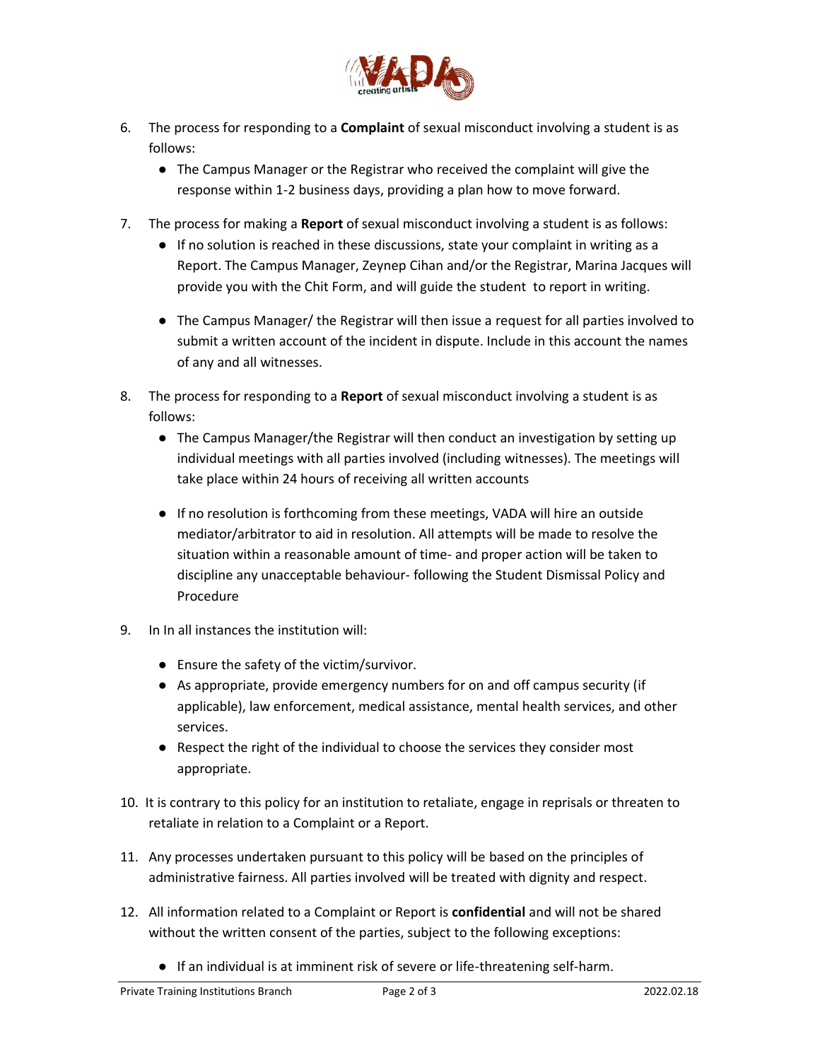6. The process for responding to a **Complaint** of sexual misconduct involving a student is as follows:
   - The Campus Manager or the Registrar who received the complaint will give the response within 1-2 business days, providing a plan how to move forward.

7. The process for making a **Report** of sexual misconduct involving a student is as follows:
   - If no solution is reached in these discussions, state your complaint in writing as a Report. The Campus Manager, Zeynep Cihan and/or the Registrar, Marina Jacques will provide you with the Chit Form, and will guide the student to report in writing.
   - The Campus Manager/ the Registrar will then issue a request for all parties involved to submit a written account of the incident in dispute. Include in this account the names of any and all witnesses.

8. The process for responding to a **Report** of sexual misconduct involving a student is as follows:
   - The Campus Manager/the Registrar will then conduct an investigation by setting up individual meetings with all parties involved (including witnesses). The meetings will take place within 24 hours of receiving all written accounts
   - If no resolution is forthcoming from these meetings, VADA will hire an outside mediator/arbitrator to aid in resolution. All attempts will be made to resolve the situation within a reasonable amount of time- and proper action will be taken to discipline any unacceptable behaviour- following the Student Dismissal Policy and Procedure

9. In In all instances the institution will:
   - Ensure the safety of the victim/survivor.
   - As appropriate, provide emergency numbers for on and off campus security (if applicable), law enforcement, medical assistance, mental health services, and other services.
   - Respect the right of the individual to choose the services they consider most appropriate.

10. It is contrary to this policy for an institution to retaliate, engage in reprisals or threaten to retaliate in relation to a Complaint or a Report.

11. Any processes undertaken pursuant to this policy will be based on the principles of administrative fairness. All parties involved will be treated with dignity and respect.

12. All information related to a Complaint or Report is **confidential** and will not be shared without the written consent of the parties, subject to the following exceptions:
    - If an individual is at imminent risk of severe or life-threatening self-harm.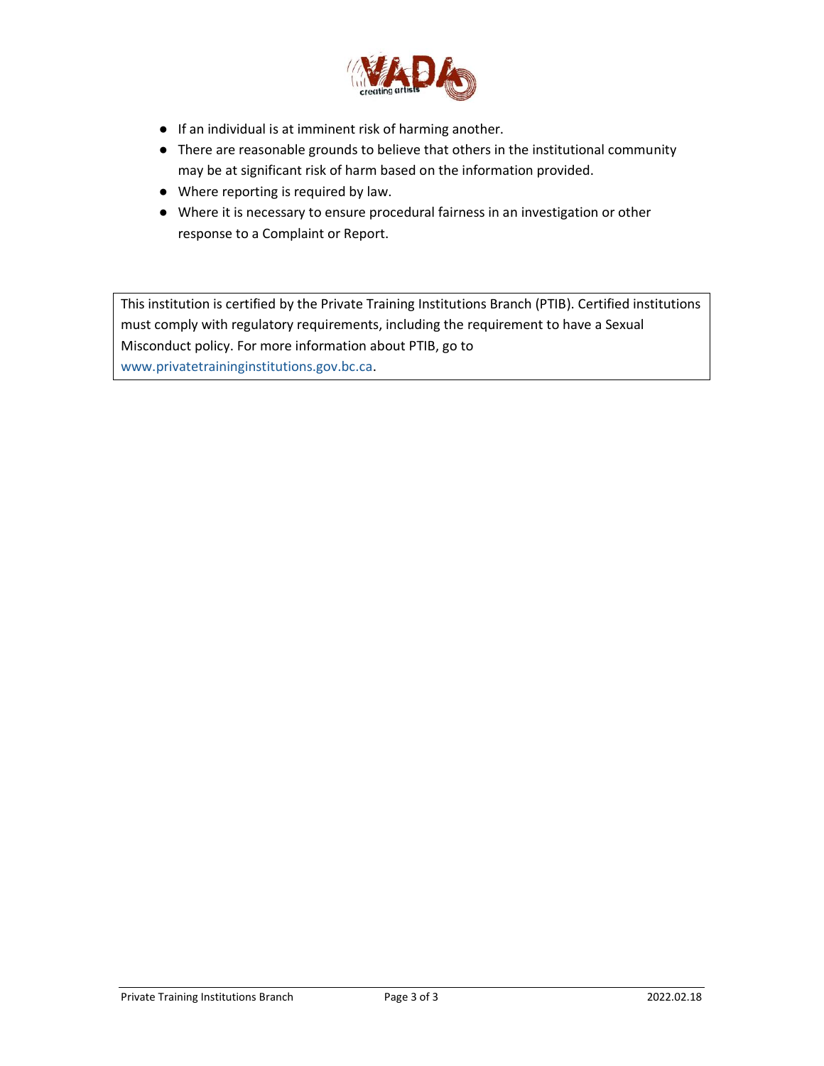- If an individual is at imminent risk of harming another.
- There are reasonable grounds to believe that others in the institutional community may be at significant risk of harm based on the information provided.
- Where reporting is required by law.
- Where it is necessary to ensure procedural fairness in an investigation or other response to a Complaint or Report.

This institution is certified by the Private Training Institutions Branch (PTIB). Certified institutions must comply with regulatory requirements, including the requirement to have a Sexual Misconduct policy. For more information about PTIB, go to www.privatetraininginstitutions.gov.bc.ca.